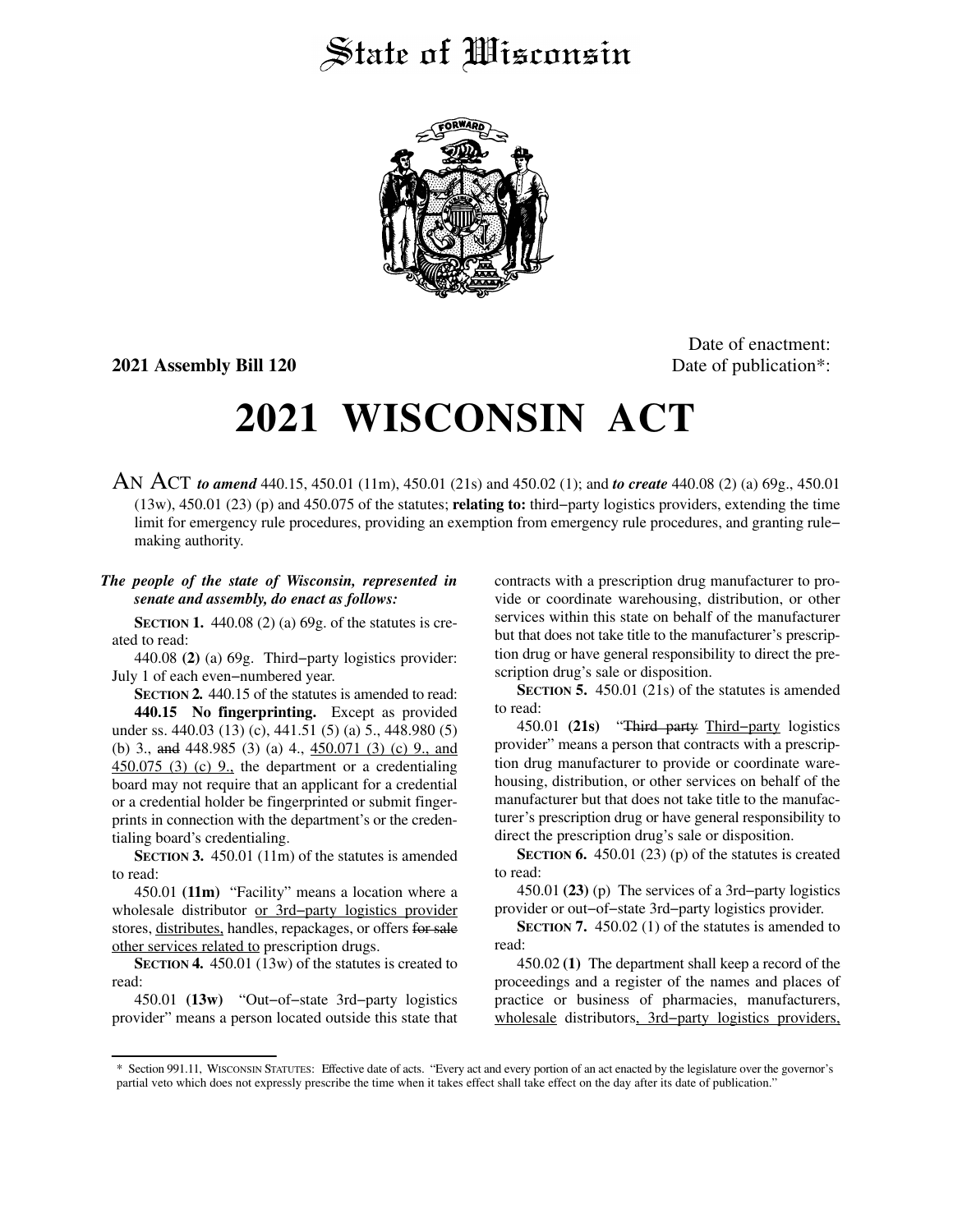# State of Wisconsin

**2021 Assembly Bill 120**

Date of enactment:
Date of publication*:

# 2021 WISCONSIN ACT

AN ACT ***to amend*** 440.15, 450.01 (11m), 450.01 (21s) and 450.02 (1); and ***to create*** 440.08 (2) (a) 69g., 450.01 (13w), 450.01 (23) (p) and 450.075 of the statutes; **relating to:** third−party logistics providers, extending the time limit for emergency rule procedures, providing an exemption from emergency rule procedures, and granting rule−making authority.

***The people of the state of Wisconsin, represented in senate and assembly, do enact as follows:***

**SECTION 1.** 440.08 (2) (a) 69g. of the statutes is created to read:

440.08 **(2)** (a) 69g. Third−party logistics provider: July 1 of each even−numbered year.

**SECTION 2.** 440.15 of the statutes is amended to read:

**440.15 No fingerprinting.** Except as provided under ss. 440.03 (13) (c), 441.51 (5) (a) 5., 448.980 (5) (b) 3., ~~and~~ 448.985 (3) (a) 4., <u>450.071 (3) (c) 9., and 450.075 (3) (c) 9.,</u> the department or a credentialing board may not require that an applicant for a credential or a credential holder be fingerprinted or submit fingerprints in connection with the department's or the credentialing board's credentialing.

**SECTION 3.** 450.01 (11m) of the statutes is amended to read:

450.01 **(11m)** "Facility" means a location where a wholesale distributor <u>or 3rd−party logistics provider</u> stores, <u>distributes,</u> handles, repackages, or offers ~~for sale~~ <u>other services related to</u> prescription drugs.

**SECTION 4.** 450.01 (13w) of the statutes is created to read:

450.01 **(13w)** "Out−of−state 3rd−party logistics provider" means a person located outside this state that contracts with a prescription drug manufacturer to provide or coordinate warehousing, distribution, or other services within this state on behalf of the manufacturer but that does not take title to the manufacturer's prescription drug or have general responsibility to direct the prescription drug's sale or disposition.

**SECTION 5.** 450.01 (21s) of the statutes is amended to read:

450.01 **(21s)** "~~Third party~~ <u>Third−party</u> logistics provider" means a person that contracts with a prescription drug manufacturer to provide or coordinate warehousing, distribution, or other services on behalf of the manufacturer but that does not take title to the manufacturer's prescription drug or have general responsibility to direct the prescription drug's sale or disposition.

**SECTION 6.** 450.01 (23) (p) of the statutes is created to read:

450.01 **(23)** (p) The services of a 3rd−party logistics provider or out−of−state 3rd−party logistics provider.

**SECTION 7.** 450.02 (1) of the statutes is amended to read:

450.02 **(1)** The department shall keep a record of the proceedings and a register of the names and places of practice or business of pharmacies, manufacturers, <u>wholesale</u> distributors<u>, 3rd−party logistics providers,</u>

\* Section 991.11, WISCONSIN STATUTES: Effective date of acts. "Every act and every portion of an act enacted by the legislature over the governor's partial veto which does not expressly prescribe the time when it takes effect shall take effect on the day after its date of publication."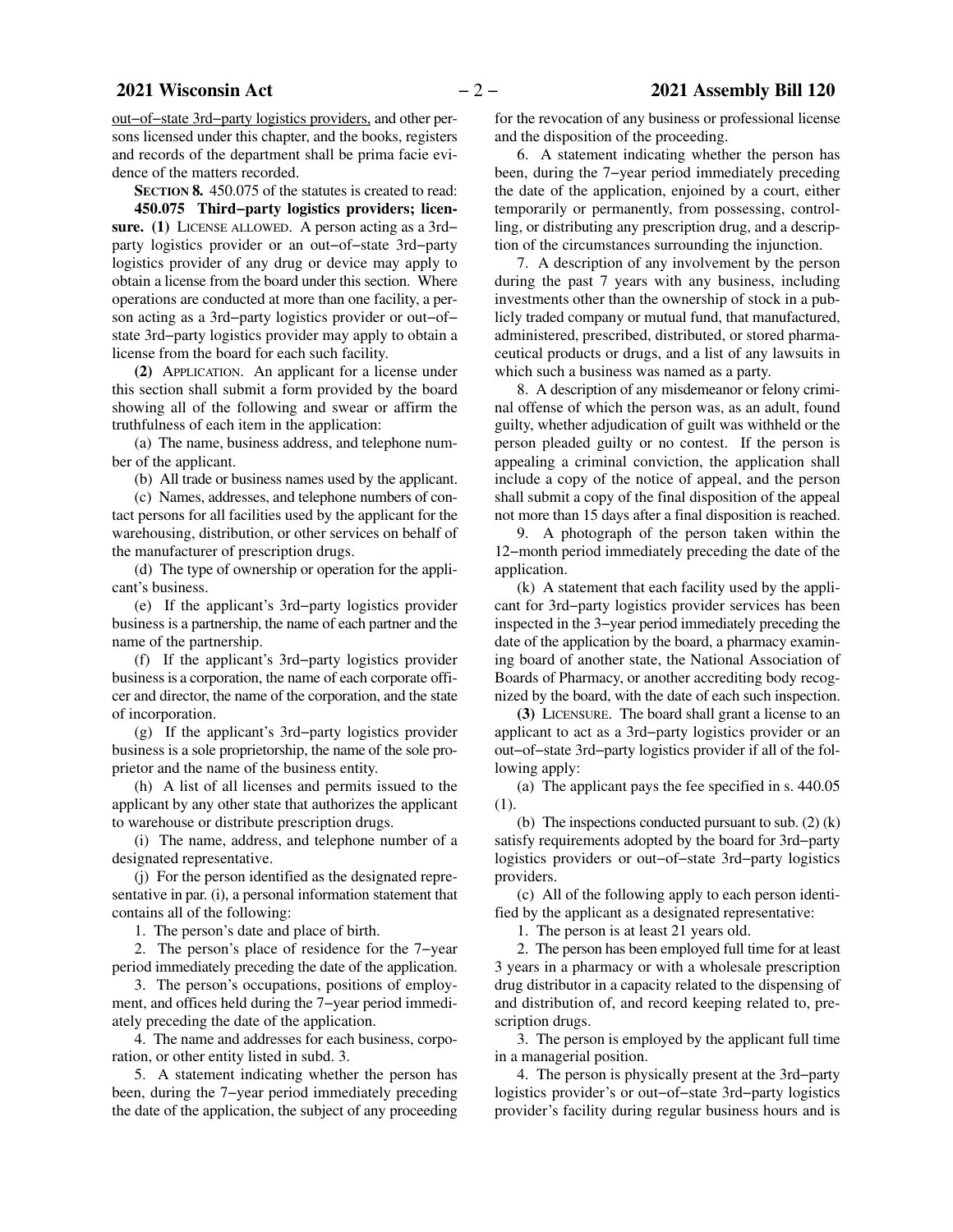out−of−state 3rd−party logistics providers, and other persons licensed under this chapter, and the books, registers and records of the department shall be prima facie evidence of the matters recorded.

**SECTION 8.** 450.075 of the statutes is created to read:

**450.075 Third−party logistics providers; licensure. (1)** LICENSE ALLOWED. A person acting as a 3rd−party logistics provider or an out−of−state 3rd−party logistics provider of any drug or device may apply to obtain a license from the board under this section. Where operations are conducted at more than one facility, a person acting as a 3rd−party logistics provider or out−of−state 3rd−party logistics provider may apply to obtain a license from the board for each such facility.

**(2)** APPLICATION. An applicant for a license under this section shall submit a form provided by the board showing all of the following and swear or affirm the truthfulness of each item in the application:

(a) The name, business address, and telephone number of the applicant.

(b) All trade or business names used by the applicant.

(c) Names, addresses, and telephone numbers of contact persons for all facilities used by the applicant for the warehousing, distribution, or other services on behalf of the manufacturer of prescription drugs.

(d) The type of ownership or operation for the applicant's business.

(e) If the applicant's 3rd−party logistics provider business is a partnership, the name of each partner and the name of the partnership.

(f) If the applicant's 3rd−party logistics provider business is a corporation, the name of each corporate officer and director, the name of the corporation, and the state of incorporation.

(g) If the applicant's 3rd−party logistics provider business is a sole proprietorship, the name of the sole proprietor and the name of the business entity.

(h) A list of all licenses and permits issued to the applicant by any other state that authorizes the applicant to warehouse or distribute prescription drugs.

(i) The name, address, and telephone number of a designated representative.

(j) For the person identified as the designated representative in par. (i), a personal information statement that contains all of the following:

1. The person's date and place of birth.

2. The person's place of residence for the 7−year period immediately preceding the date of the application.

3. The person's occupations, positions of employment, and offices held during the 7−year period immediately preceding the date of the application.

4. The name and addresses for each business, corporation, or other entity listed in subd. 3.

5. A statement indicating whether the person has been, during the 7−year period immediately preceding the date of the application, the subject of any proceeding for the revocation of any business or professional license and the disposition of the proceeding.

6. A statement indicating whether the person has been, during the 7−year period immediately preceding the date of the application, enjoined by a court, either temporarily or permanently, from possessing, controlling, or distributing any prescription drug, and a description of the circumstances surrounding the injunction.

7. A description of any involvement by the person during the past 7 years with any business, including investments other than the ownership of stock in a publicly traded company or mutual fund, that manufactured, administered, prescribed, distributed, or stored pharmaceutical products or drugs, and a list of any lawsuits in which such a business was named as a party.

8. A description of any misdemeanor or felony criminal offense of which the person was, as an adult, found guilty, whether adjudication of guilt was withheld or the person pleaded guilty or no contest. If the person is appealing a criminal conviction, the application shall include a copy of the notice of appeal, and the person shall submit a copy of the final disposition of the appeal not more than 15 days after a final disposition is reached.

9. A photograph of the person taken within the 12−month period immediately preceding the date of the application.

(k) A statement that each facility used by the applicant for 3rd−party logistics provider services has been inspected in the 3−year period immediately preceding the date of the application by the board, a pharmacy examining board of another state, the National Association of Boards of Pharmacy, or another accrediting body recognized by the board, with the date of each such inspection.

**(3)** LICENSURE. The board shall grant a license to an applicant to act as a 3rd−party logistics provider or an out−of−state 3rd−party logistics provider if all of the following apply:

(a) The applicant pays the fee specified in s. 440.05 (1).

(b) The inspections conducted pursuant to sub. (2) (k) satisfy requirements adopted by the board for 3rd−party logistics providers or out−of−state 3rd−party logistics providers.

(c) All of the following apply to each person identified by the applicant as a designated representative:

1. The person is at least 21 years old.

2. The person has been employed full time for at least 3 years in a pharmacy or with a wholesale prescription drug distributor in a capacity related to the dispensing of and distribution of, and record keeping related to, prescription drugs.

3. The person is employed by the applicant full time in a managerial position.

4. The person is physically present at the 3rd−party logistics provider's or out−of−state 3rd−party logistics provider's facility during regular business hours and is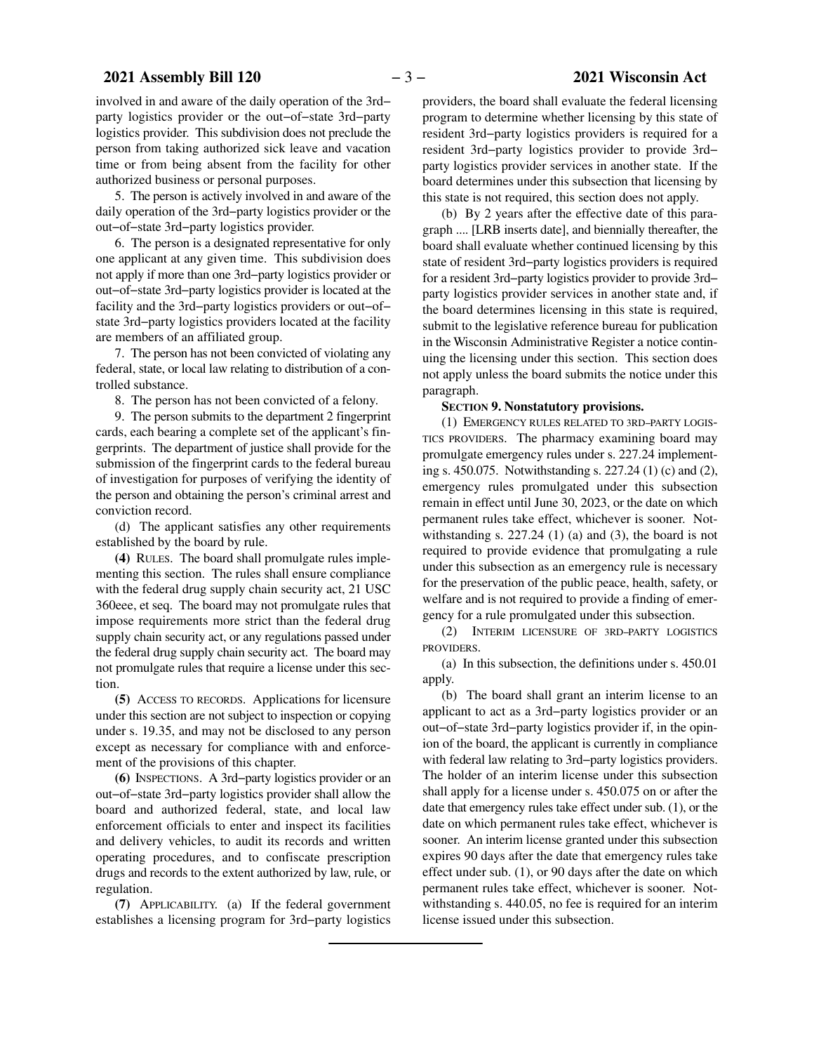involved in and aware of the daily operation of the 3rd–party logistics provider or the out–of–state 3rd–party logistics provider. This subdivision does not preclude the person from taking authorized sick leave and vacation time or from being absent from the facility for other authorized business or personal purposes.

5. The person is actively involved in and aware of the daily operation of the 3rd–party logistics provider or the out–of–state 3rd–party logistics provider.

6. The person is a designated representative for only one applicant at any given time. This subdivision does not apply if more than one 3rd–party logistics provider or out–of–state 3rd–party logistics provider is located at the facility and the 3rd–party logistics providers or out–of–state 3rd–party logistics providers located at the facility are members of an affiliated group.

7. The person has not been convicted of violating any federal, state, or local law relating to distribution of a controlled substance.

8. The person has not been convicted of a felony.

9. The person submits to the department 2 fingerprint cards, each bearing a complete set of the applicant's fingerprints. The department of justice shall provide for the submission of the fingerprint cards to the federal bureau of investigation for purposes of verifying the identity of the person and obtaining the person's criminal arrest and conviction record.

(d) The applicant satisfies any other requirements established by the board by rule.

**(4)** RULES. The board shall promulgate rules implementing this section. The rules shall ensure compliance with the federal drug supply chain security act, 21 USC 360eee, et seq. The board may not promulgate rules that impose requirements more strict than the federal drug supply chain security act, or any regulations passed under the federal drug supply chain security act. The board may not promulgate rules that require a license under this section.

**(5)** ACCESS TO RECORDS. Applications for licensure under this section are not subject to inspection or copying under s. 19.35, and may not be disclosed to any person except as necessary for compliance with and enforcement of the provisions of this chapter.

**(6)** INSPECTIONS. A 3rd–party logistics provider or an out–of–state 3rd–party logistics provider shall allow the board and authorized federal, state, and local law enforcement officials to enter and inspect its facilities and delivery vehicles, to audit its records and written operating procedures, and to confiscate prescription drugs and records to the extent authorized by law, rule, or regulation.

**(7)** APPLICABILITY. (a) If the federal government establishes a licensing program for 3rd–party logistics providers, the board shall evaluate the federal licensing program to determine whether licensing by this state of resident 3rd–party logistics providers is required for a resident 3rd–party logistics provider to provide 3rd–party logistics provider services in another state. If the board determines under this subsection that licensing by this state is not required, this section does not apply.

(b) By 2 years after the effective date of this paragraph .... [LRB inserts date], and biennially thereafter, the board shall evaluate whether continued licensing by this state of resident 3rd–party logistics providers is required for a resident 3rd–party logistics provider to provide 3rd–party logistics provider services in another state and, if the board determines licensing in this state is required, submit to the legislative reference bureau for publication in the Wisconsin Administrative Register a notice continuing the licensing under this section. This section does not apply unless the board submits the notice under this paragraph.

**SECTION 9. Nonstatutory provisions.**

(1) EMERGENCY RULES RELATED TO 3RD–PARTY LOGISTICS PROVIDERS. The pharmacy examining board may promulgate emergency rules under s. 227.24 implementing s. 450.075. Notwithstanding s. 227.24 (1) (c) and (2), emergency rules promulgated under this subsection remain in effect until June 30, 2023, or the date on which permanent rules take effect, whichever is sooner. Notwithstanding s. 227.24 (1) (a) and (3), the board is not required to provide evidence that promulgating a rule under this subsection as an emergency rule is necessary for the preservation of the public peace, health, safety, or welfare and is not required to provide a finding of emergency for a rule promulgated under this subsection.

(2) INTERIM LICENSURE OF 3RD–PARTY LOGISTICS PROVIDERS.

(a) In this subsection, the definitions under s. 450.01 apply.

(b) The board shall grant an interim license to an applicant to act as a 3rd–party logistics provider or an out–of–state 3rd–party logistics provider if, in the opinion of the board, the applicant is currently in compliance with federal law relating to 3rd–party logistics providers. The holder of an interim license under this subsection shall apply for a license under s. 450.075 on or after the date that emergency rules take effect under sub. (1), or the date on which permanent rules take effect, whichever is sooner. An interim license granted under this subsection expires 90 days after the date that emergency rules take effect under sub. (1), or 90 days after the date on which permanent rules take effect, whichever is sooner. Notwithstanding s. 440.05, no fee is required for an interim license issued under this subsection.